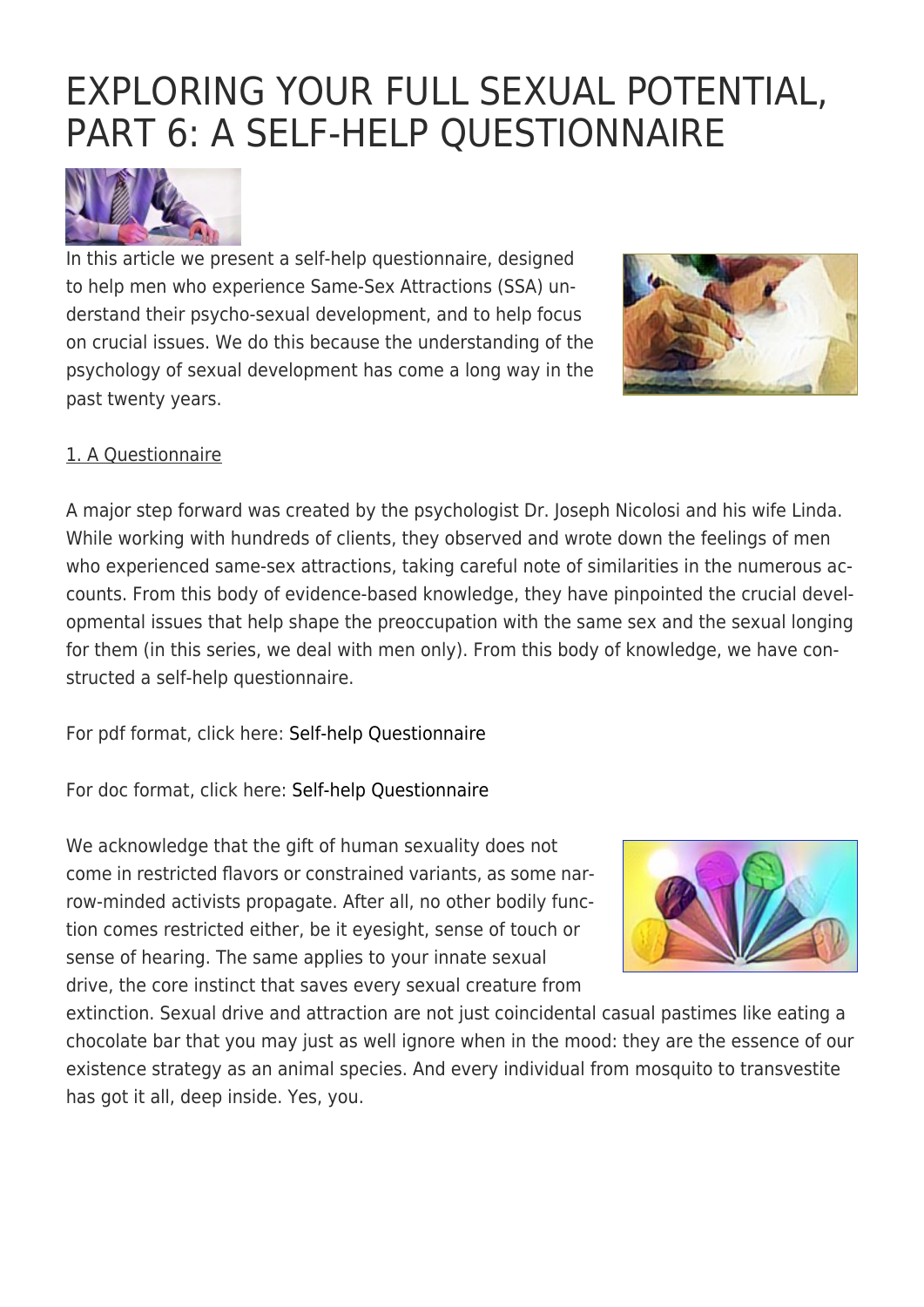# EXPLORING YOUR FULL SEXUAL POTENTIAL, PART 6: A SELF-HELP QUESTIONNAIRE

In this article we present a self-help questionnaire, designed to help men who experience Same-Sex Attractions (SSA) understand their psycho-sexual development, and to help focus on crucial issues. We do this because the understanding of the psychology of sexual development has come a long way in the past twenty years.

## 1. A Questionnaire

A major step forward was created by the psychologist Dr. Joseph Nicolosi and his wife Linda. While working with hundreds of clients, they observed and wrote down the feelings of men who experienced same-sex attractions, taking careful note of similarities in the numerous accounts. From this body of evidence-based knowledge, they have pinpointed the crucial developmental issues that help shape the preoccupation with the same sex and the sexual longing for them (in this series, we deal with men only). From this body of knowledge, we have constructed a self-help questionnaire.

For pdf format, click here: Self-help Questionnaire

For doc format, click here: Self-help Questionnaire

We acknowledge that the gift of human sexuality does not come in restricted flavors or constrained variants, as some narrow-minded activists propagate. After all, no other bodily function comes restricted either, be it eyesight, sense of touch or sense of hearing. The same applies to your innate sexual drive, the core instinct that saves every sexual creature from extinction. Sexual drive and attraction are not just coincidental casual pastimes like eating a chocolate bar that you may just as well ignore when in the mood: they are the essence of our existence strategy as an animal species. And every individual from mosquito to transvestite has got it all, deep inside. Yes, you.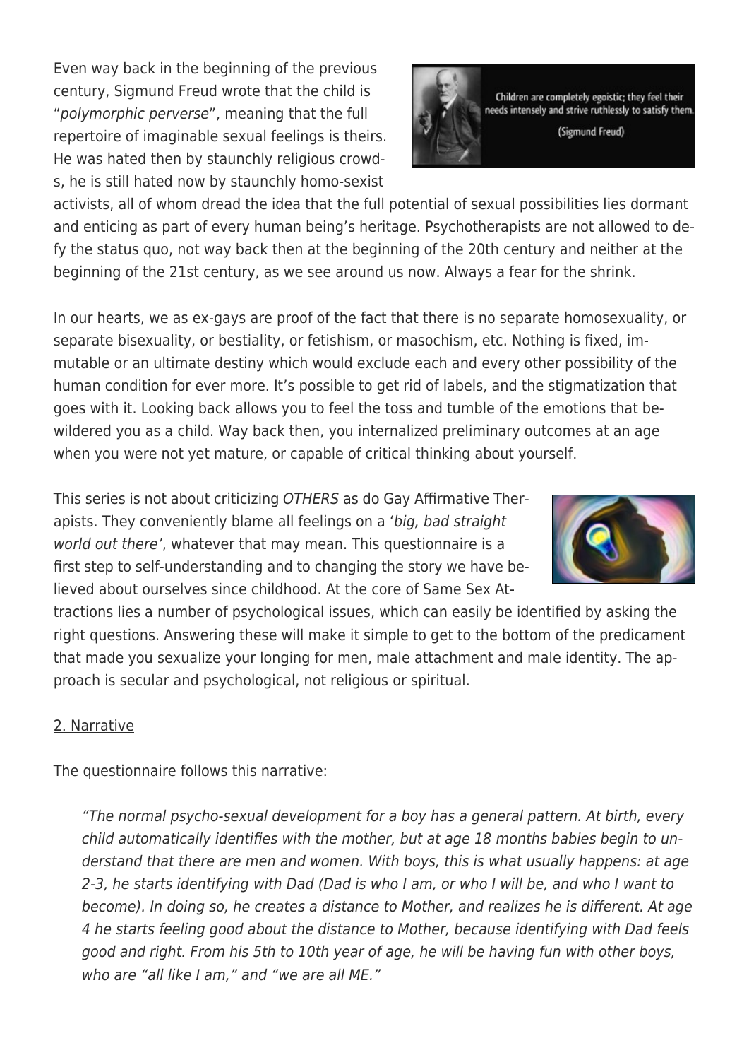Even way back in the beginning of the previous century, Sigmund Freud wrote that the child is "*polymorphic perverse*", meaning that the full repertoire of imaginable sexual feelings is theirs. He was hated then by staunchly religious crowds, he is still hated now by staunchly homo-sexist activists, all of whom dread the idea that the full potential of sexual possibilities lies dormant and enticing as part of every human being's heritage. Psychotherapists are not allowed to defy the status quo, not way back then at the beginning of the 20th century and neither at the beginning of the 21st century, as we see around us now. Always a fear for the shrink.

In our hearts, we as ex-gays are proof of the fact that there is no separate homosexuality, or separate bisexuality, or bestiality, or fetishism, or masochism, etc. Nothing is fixed, immutable or an ultimate destiny which would exclude each and every other possibility of the human condition for ever more. It's possible to get rid of labels, and the stigmatization that goes with it. Looking back allows you to feel the toss and tumble of the emotions that bewildered you as a child. Way back then, you internalized preliminary outcomes at an age when you were not yet mature, or capable of critical thinking about yourself.

This series is not about criticizing *OTHERS* as do Gay Affirmative Therapists. They conveniently blame all feelings on a '*big, bad straight world out there*', whatever that may mean. This questionnaire is a first step to self-understanding and to changing the story we have believed about ourselves since childhood. At the core of Same Sex Attractions lies a number of psychological issues, which can easily be identified by asking the right questions. Answering these will make it simple to get to the bottom of the predicament that made you sexualize your longing for men, male attachment and male identity. The approach is secular and psychological, not religious or spiritual.

## 2. Narrative

The questionnaire follows this narrative:

> *"The normal psycho-sexual development for a boy has a general pattern. At birth, every child automatically identifies with the mother, but at age 18 months babies begin to understand that there are men and women. With boys, this is what usually happens: at age 2-3, he starts identifying with Dad (Dad is who I am, or who I will be, and who I want to become). In doing so, he creates a distance to Mother, and realizes he is different. At age 4 he starts feeling good about the distance to Mother, because identifying with Dad feels good and right. From his 5th to 10th year of age, he will be having fun with other boys, who are "all like I am," and "we are all ME."*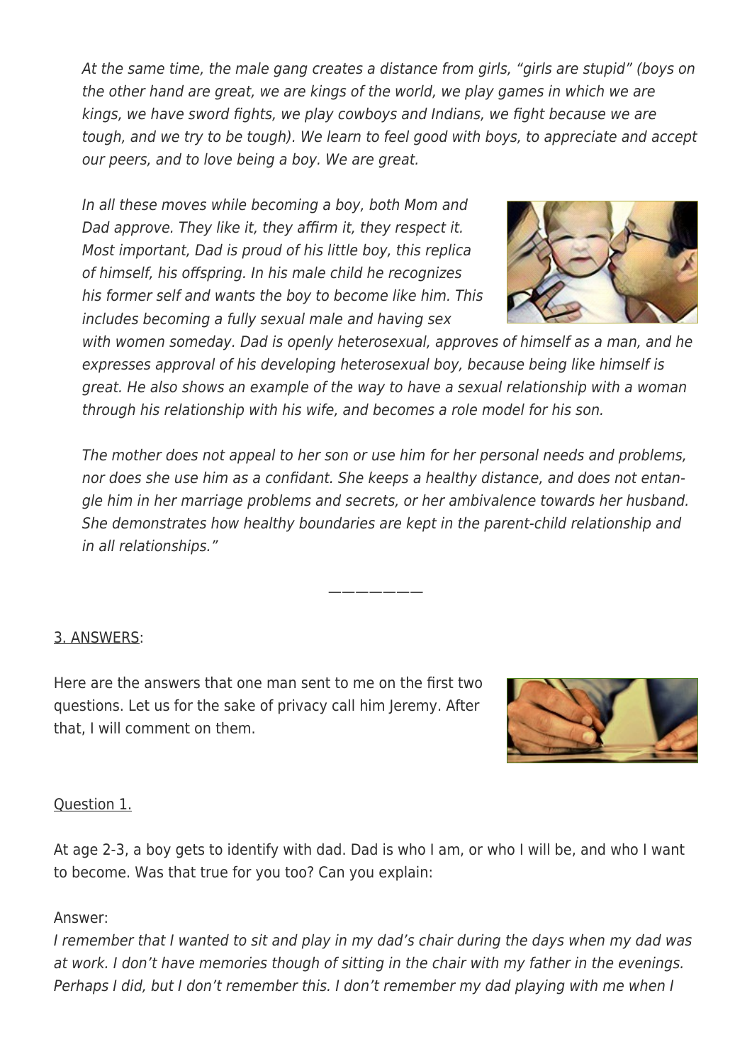*At the same time, the male gang creates a distance from girls, "girls are stupid" (boys on the other hand are great, we are kings of the world, we play games in which we are kings, we have sword fights, we play cowboys and Indians, we fight because we are tough, and we try to be tough). We learn to feel good with boys, to appreciate and accept our peers, and to love being a boy. We are great.*

*In all these moves while becoming a boy, both Mom and Dad approve. They like it, they affirm it, they respect it. Most important, Dad is proud of his little boy, this replica of himself, his offspring. In his male child he recognizes his former self and wants the boy to become like him. This includes becoming a fully sexual male and having sex with women someday. Dad is openly heterosexual, approves of himself as a man, and he expresses approval of his developing heterosexual boy, because being like himself is great. He also shows an example of the way to have a sexual relationship with a woman through his relationship with his wife, and becomes a role model for his son.*

*The mother does not appeal to her son or use him for her personal needs and problems, nor does she use him as a confidant. She keeps a healthy distance, and does not entangle him in her marriage problems and secrets, or her ambivalence towards her husband. She demonstrates how healthy boundaries are kept in the parent-child relationship and in all relationships."*

————————

3. ANSWERS:

Here are the answers that one man sent to me on the first two questions. Let us for the sake of privacy call him Jeremy. After that, I will comment on them.

Question 1.

At age 2-3, a boy gets to identify with dad. Dad is who I am, or who I will be, and who I want to become. Was that true for you too? Can you explain:

Answer:
*I remember that I wanted to sit and play in my dad's chair during the days when my dad was at work. I don't have memories though of sitting in the chair with my father in the evenings. Perhaps I did, but I don't remember this. I don't remember my dad playing with me when I*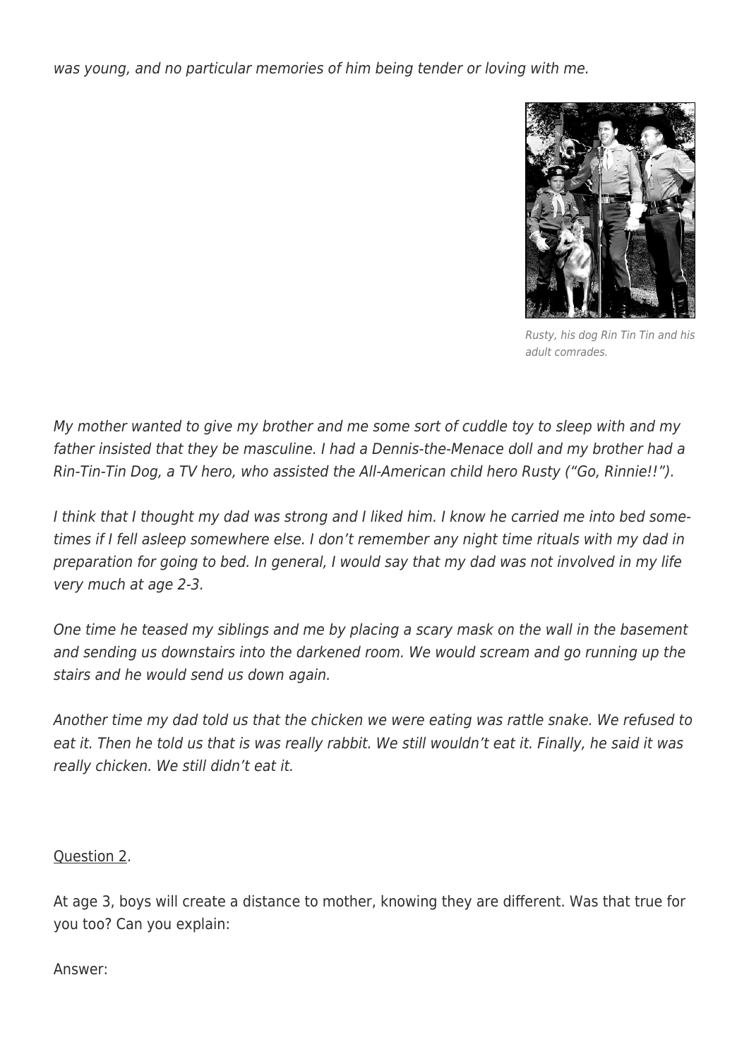*was young, and no particular memories of him being tender or loving with me.*

Rusty, his dog Rin Tin Tin and his adult comrades.

*My mother wanted to give my brother and me some sort of cuddle toy to sleep with and my father insisted that they be masculine. I had a Dennis-the-Menace doll and my brother had a Rin-Tin-Tin Dog, a TV hero, who assisted the All-American child hero Rusty ("Go, Rinnie!!").*

*I think that I thought my dad was strong and I liked him. I know he carried me into bed sometimes if I fell asleep somewhere else. I don't remember any night time rituals with my dad in preparation for going to bed. In general, I would say that my dad was not involved in my life very much at age 2-3.*

*One time he teased my siblings and me by placing a scary mask on the wall in the basement and sending us downstairs into the darkened room. We would scream and go running up the stairs and he would send us down again.*

*Another time my dad told us that the chicken we were eating was rattle snake. We refused to eat it. Then he told us that is was really rabbit. We still wouldn't eat it. Finally, he said it was really chicken. We still didn't eat it.*

<u>Question 2</u>.

At age 3, boys will create a distance to mother, knowing they are different. Was that true for you too? Can you explain:

Answer: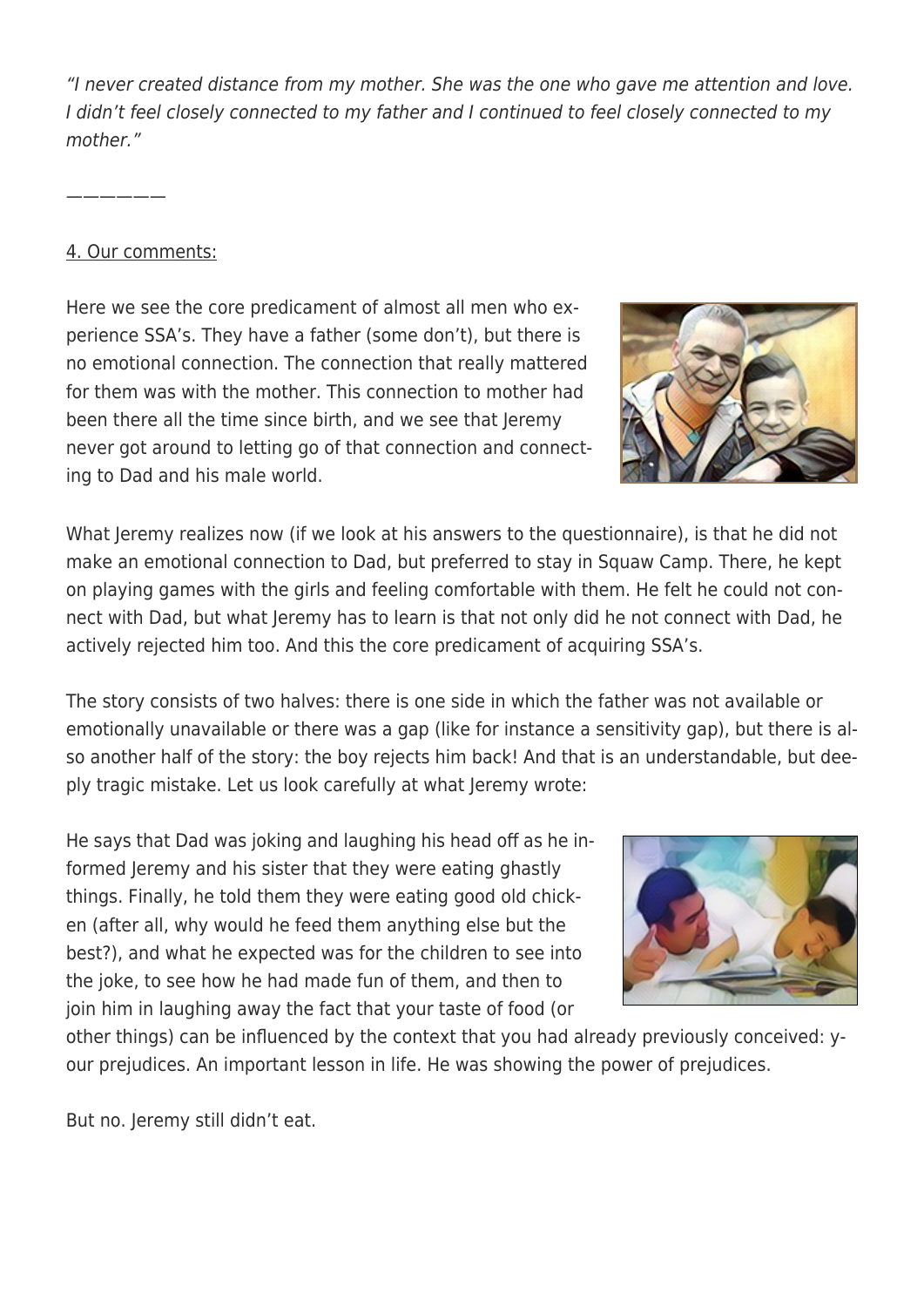*"I never created distance from my mother. She was the one who gave me attention and love. I didn't feel closely connected to my father and I continued to feel closely connected to my mother."*

———————

4. Our comments:

Here we see the core predicament of almost all men who experience SSA's. They have a father (some don't), but there is no emotional connection. The connection that really mattered for them was with the mother. This connection to mother had been there all the time since birth, and we see that Jeremy never got around to letting go of that connection and connecting to Dad and his male world.

What Jeremy realizes now (if we look at his answers to the questionnaire), is that he did not make an emotional connection to Dad, but preferred to stay in Squaw Camp. There, he kept on playing games with the girls and feeling comfortable with them. He felt he could not connect with Dad, but what Jeremy has to learn is that not only did he not connect with Dad, he actively rejected him too. And this the core predicament of acquiring SSA's.

The story consists of two halves: there is one side in which the father was not available or emotionally unavailable or there was a gap (like for instance a sensitivity gap), but there is also another half of the story: the boy rejects him back! And that is an understandable, but deeply tragic mistake. Let us look carefully at what Jeremy wrote:

He says that Dad was joking and laughing his head off as he informed Jeremy and his sister that they were eating ghastly things. Finally, he told them they were eating good old chicken (after all, why would he feed them anything else but the best?), and what he expected was for the children to see into the joke, to see how he had made fun of them, and then to join him in laughing away the fact that your taste of food (or other things) can be influenced by the context that you had already previously conceived: your prejudices. An important lesson in life. He was showing the power of prejudices.

But no. Jeremy still didn't eat.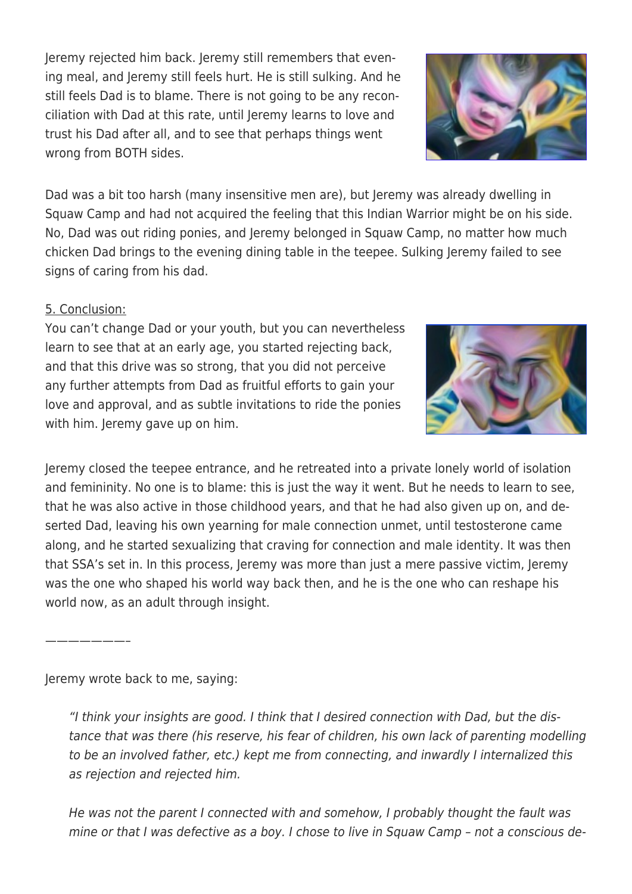Jeremy rejected him back. Jeremy still remembers that evening meal, and Jeremy still feels hurt. He is still sulking. And he still feels Dad is to blame. There is not going to be any reconciliation with Dad at this rate, until Jeremy learns to love and trust his Dad after all, and to see that perhaps things went wrong from BOTH sides.

Dad was a bit too harsh (many insensitive men are), but Jeremy was already dwelling in Squaw Camp and had not acquired the feeling that this Indian Warrior might be on his side. No, Dad was out riding ponies, and Jeremy belonged in Squaw Camp, no matter how much chicken Dad brings to the evening dining table in the teepee. Sulking Jeremy failed to see signs of caring from his dad.

5. Conclusion:

You can't change Dad or your youth, but you can nevertheless learn to see that at an early age, you started rejecting back, and that this drive was so strong, that you did not perceive any further attempts from Dad as fruitful efforts to gain your love and approval, and as subtle invitations to ride the ponies with him. Jeremy gave up on him.

Jeremy closed the teepee entrance, and he retreated into a private lonely world of isolation and femininity. No one is to blame: this is just the way it went. But he needs to learn to see, that he was also active in those childhood years, and that he had also given up on, and deserted Dad, leaving his own yearning for male connection unmet, until testosterone came along, and he started sexualizing that craving for connection and male identity. It was then that SSA's set in. In this process, Jeremy was more than just a mere passive victim, Jeremy was the one who shaped his world way back then, and he is the one who can reshape his world now, as an adult through insight.

————————–

Jeremy wrote back to me, saying:

> *"I think your insights are good. I think that I desired connection with Dad, but the distance that was there (his reserve, his fear of children, his own lack of parenting modelling to be an involved father, etc.) kept me from connecting, and inwardly I internalized this as rejection and rejected him.*
>
> *He was not the parent I connected with and somehow, I probably thought the fault was mine or that I was defective as a boy. I chose to live in Squaw Camp – not a conscious de-*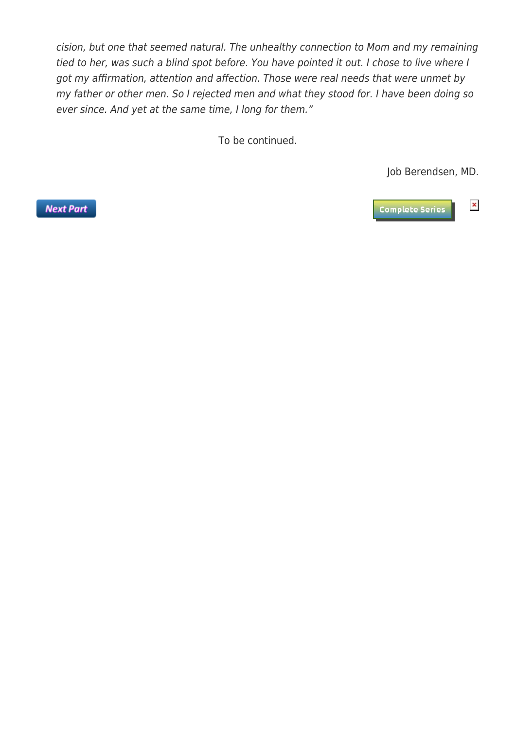*cision, but one that seemed natural. The unhealthy connection to Mom and my remaining tied to her, was such a blind spot before. You have pointed it out. I chose to live where I got my affirmation, attention and affection. Those were real needs that were unmet by my father or other men. So I rejected men and what they stood for. I have been doing so ever since. And yet at the same time, I long for them."*

To be continued.

Job Berendsen, MD.

Next Part

Complete Series